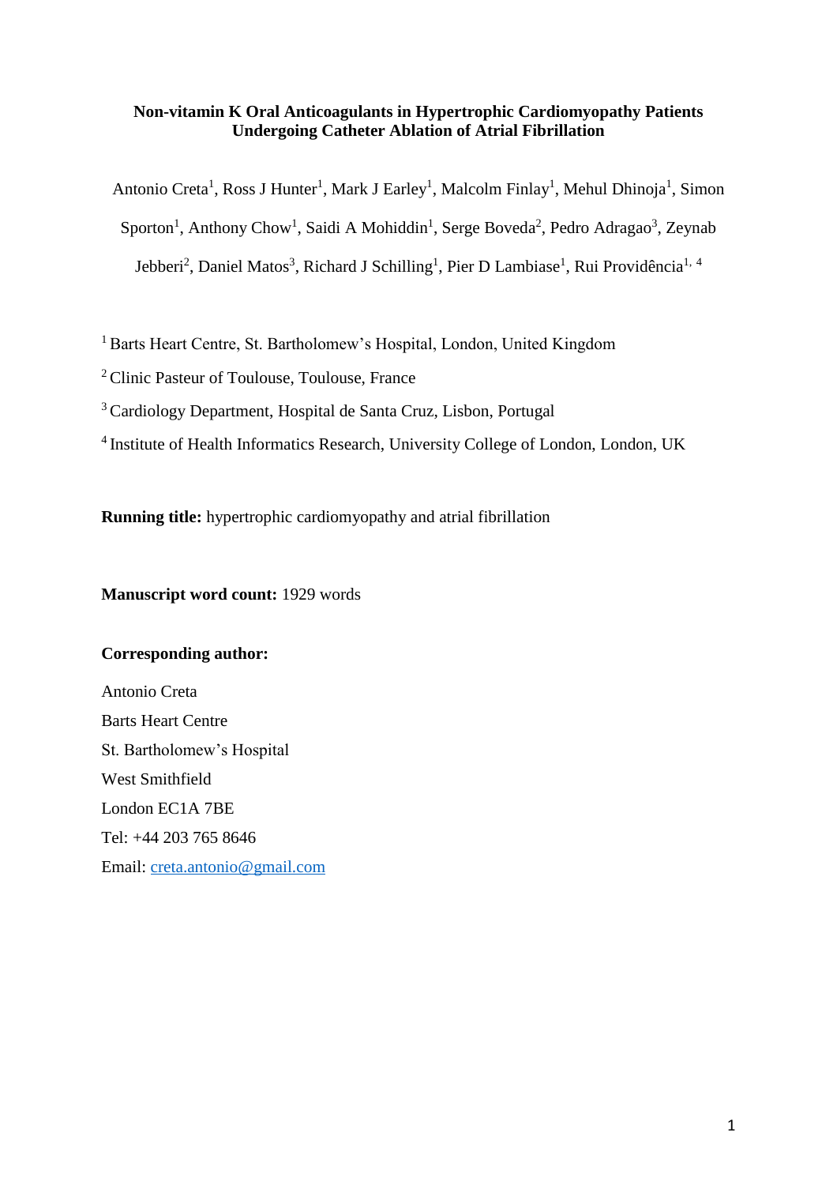**Non-vitamin K Oral Anticoagulants in Hypertrophic Cardiomyopathy Patients Undergoing Catheter Ablation of Atrial Fibrillation**

Antonio Creta[1], Ross J Hunter[1], Mark J Earley[1], Malcolm Finlay[1], Mehul Dhinoja[1], Simon Sporton[1], Anthony Chow[1], Saidi A Mohiddin[1], Serge Boveda[2], Pedro Adragao[3], Zeynab Jebberi[2], Daniel Matos[3], Richard J Schilling[1], Pier D Lambiase[1], Rui Providência[1, 4]

[1] Barts Heart Centre, St. Bartholomew's Hospital, London, United Kingdom

[2] Clinic Pasteur of Toulouse, Toulouse, France

[3] Cardiology Department, Hospital de Santa Cruz, Lisbon, Portugal

[4] Institute of Health Informatics Research, University College of London, London, UK

**Running title:** hypertrophic cardiomyopathy and atrial fibrillation

**Manuscript word count:** 1929 words

**Corresponding author:**

Antonio Creta
Barts Heart Centre
St. Bartholomew's Hospital
West Smithfield
London EC1A 7BE
Tel: +44 203 765 8646
Email: creta.antonio@gmail.com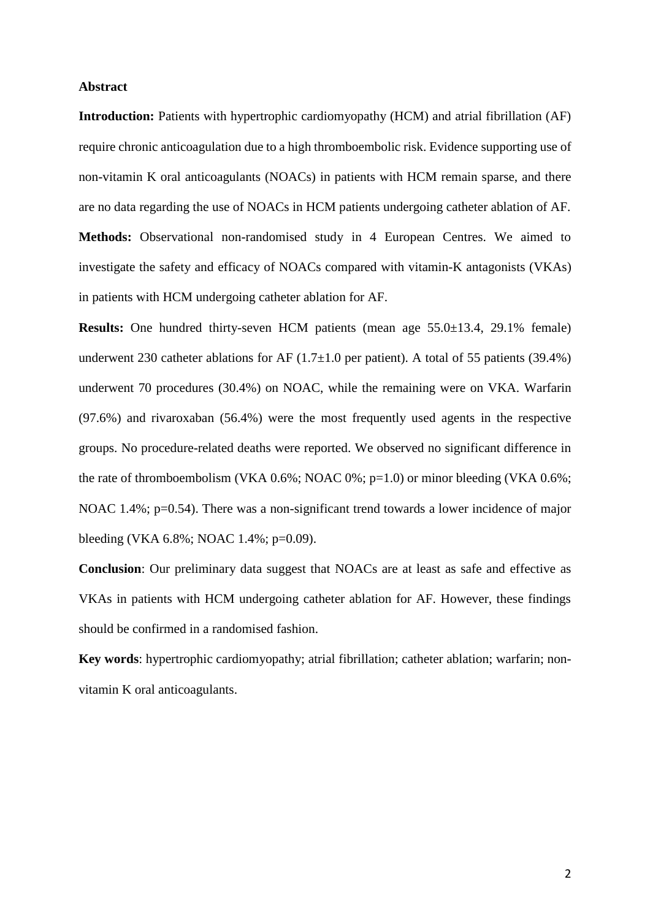## Abstract

**Introduction:** Patients with hypertrophic cardiomyopathy (HCM) and atrial fibrillation (AF) require chronic anticoagulation due to a high thromboembolic risk. Evidence supporting use of non-vitamin K oral anticoagulants (NOACs) in patients with HCM remain sparse, and there are no data regarding the use of NOACs in HCM patients undergoing catheter ablation of AF.

**Methods:** Observational non-randomised study in 4 European Centres. We aimed to investigate the safety and efficacy of NOACs compared with vitamin-K antagonists (VKAs) in patients with HCM undergoing catheter ablation for AF.

**Results:** One hundred thirty-seven HCM patients (mean age 55.0±13.4, 29.1% female) underwent 230 catheter ablations for AF (1.7±1.0 per patient). A total of 55 patients (39.4%) underwent 70 procedures (30.4%) on NOAC, while the remaining were on VKA. Warfarin (97.6%) and rivaroxaban (56.4%) were the most frequently used agents in the respective groups. No procedure-related deaths were reported. We observed no significant difference in the rate of thromboembolism (VKA 0.6%; NOAC 0%; p=1.0) or minor bleeding (VKA 0.6%; NOAC 1.4%; p=0.54). There was a non-significant trend towards a lower incidence of major bleeding (VKA 6.8%; NOAC 1.4%; p=0.09).

**Conclusion**: Our preliminary data suggest that NOACs are at least as safe and effective as VKAs in patients with HCM undergoing catheter ablation for AF. However, these findings should be confirmed in a randomised fashion.

**Key words**: hypertrophic cardiomyopathy; atrial fibrillation; catheter ablation; warfarin; non-vitamin K oral anticoagulants.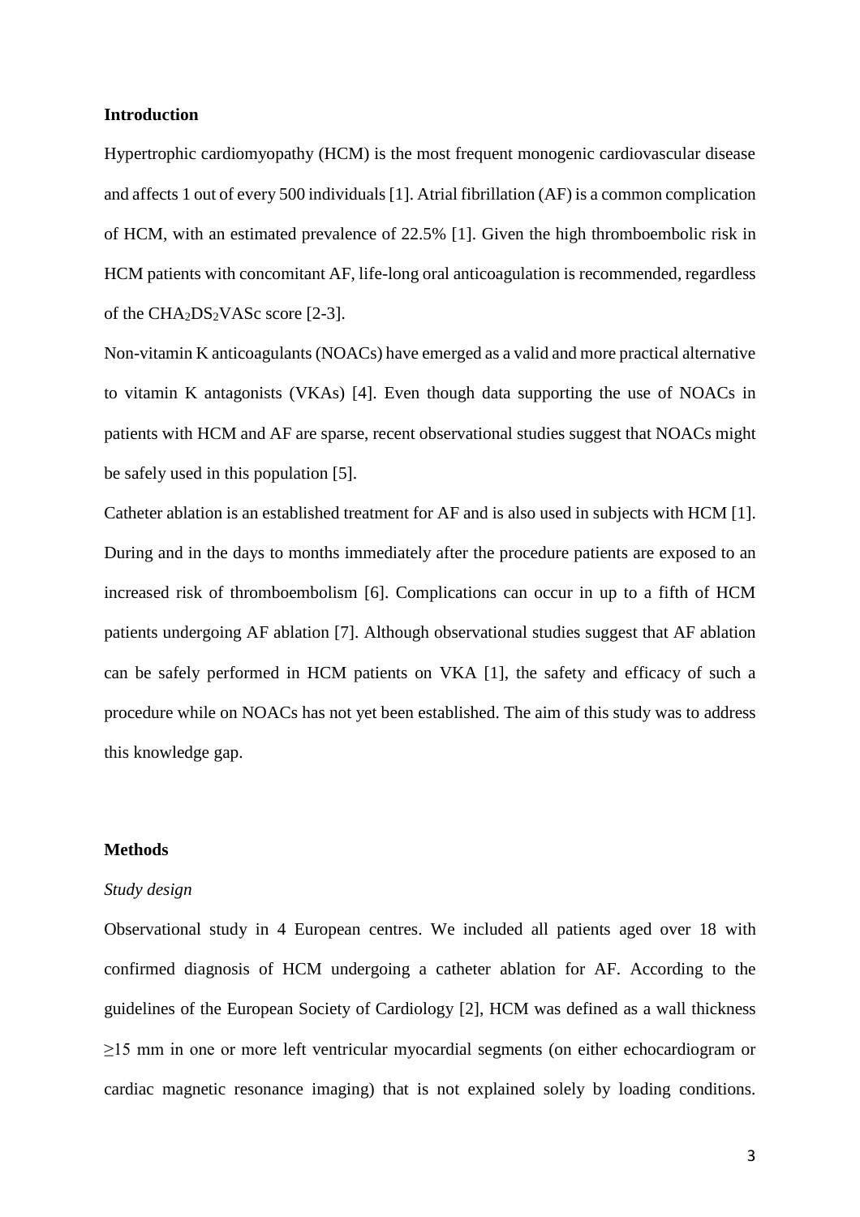## Introduction

Hypertrophic cardiomyopathy (HCM) is the most frequent monogenic cardiovascular disease and affects 1 out of every 500 individuals [1]. Atrial fibrillation (AF) is a common complication of HCM, with an estimated prevalence of 22.5% [1]. Given the high thromboembolic risk in HCM patients with concomitant AF, life-long oral anticoagulation is recommended, regardless of the $CHA_2DS_2VASc$ score [2-3].

Non-vitamin K anticoagulants (NOACs) have emerged as a valid and more practical alternative to vitamin K antagonists (VKAs) [4]. Even though data supporting the use of NOACs in patients with HCM and AF are sparse, recent observational studies suggest that NOACs might be safely used in this population [5].

Catheter ablation is an established treatment for AF and is also used in subjects with HCM [1]. During and in the days to months immediately after the procedure patients are exposed to an increased risk of thromboembolism [6]. Complications can occur in up to a fifth of HCM patients undergoing AF ablation [7]. Although observational studies suggest that AF ablation can be safely performed in HCM patients on VKA [1], the safety and efficacy of such a procedure while on NOACs has not yet been established. The aim of this study was to address this knowledge gap.

## Methods

### *Study design*

Observational study in 4 European centres. We included all patients aged over 18 with confirmed diagnosis of HCM undergoing a catheter ablation for AF. According to the guidelines of the European Society of Cardiology [2], HCM was defined as a wall thickness ≥15 mm in one or more left ventricular myocardial segments (on either echocardiogram or cardiac magnetic resonance imaging) that is not explained solely by loading conditions.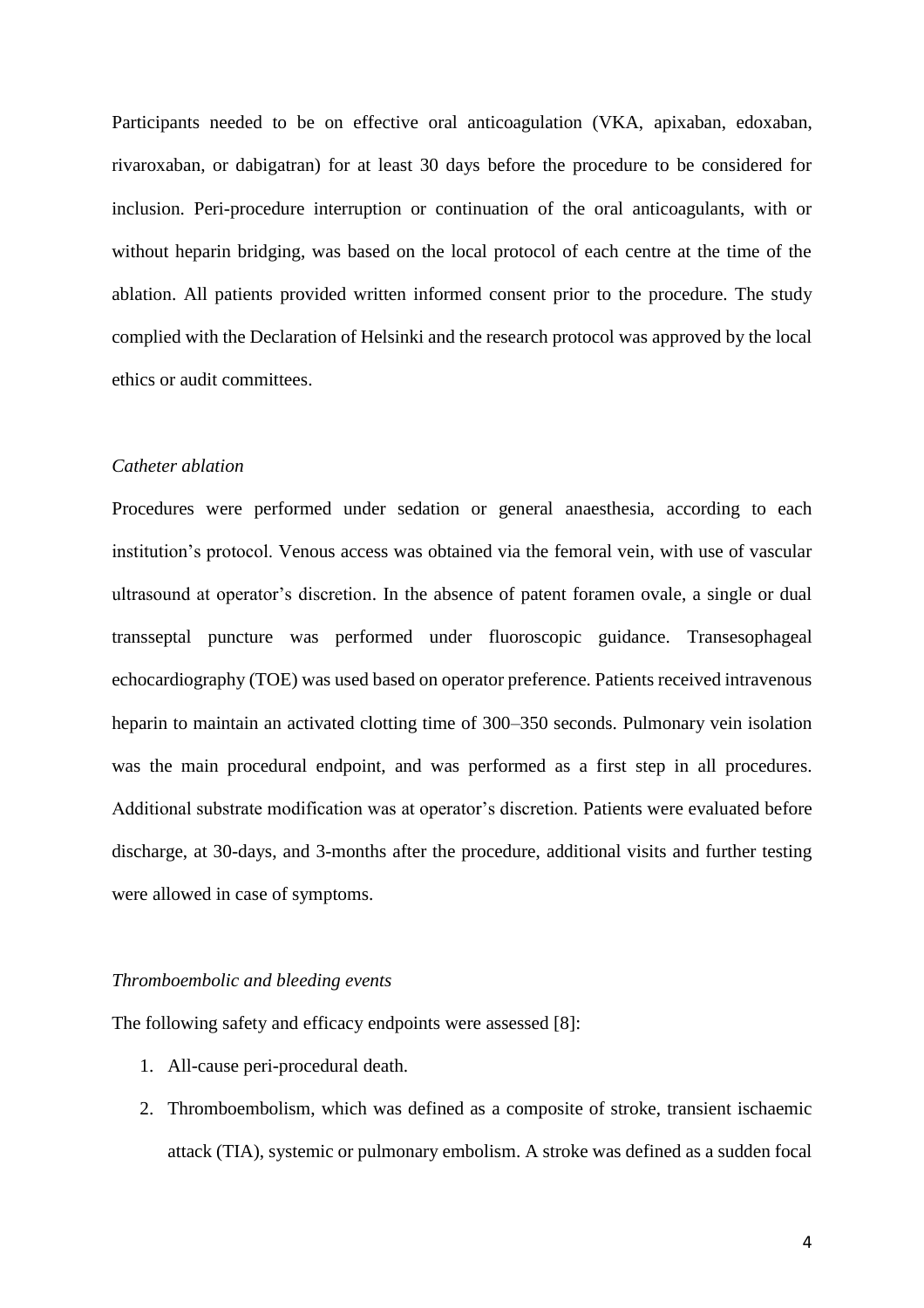Participants needed to be on effective oral anticoagulation (VKA, apixaban, edoxaban, rivaroxaban, or dabigatran) for at least 30 days before the procedure to be considered for inclusion. Peri-procedure interruption or continuation of the oral anticoagulants, with or without heparin bridging, was based on the local protocol of each centre at the time of the ablation. All patients provided written informed consent prior to the procedure. The study complied with the Declaration of Helsinki and the research protocol was approved by the local ethics or audit committees.

*Catheter ablation*

Procedures were performed under sedation or general anaesthesia, according to each institution's protocol. Venous access was obtained via the femoral vein, with use of vascular ultrasound at operator's discretion. In the absence of patent foramen ovale, a single or dual transseptal puncture was performed under fluoroscopic guidance. Transesophageal echocardiography (TOE) was used based on operator preference. Patients received intravenous heparin to maintain an activated clotting time of 300–350 seconds. Pulmonary vein isolation was the main procedural endpoint, and was performed as a first step in all procedures. Additional substrate modification was at operator's discretion. Patients were evaluated before discharge, at 30-days, and 3-months after the procedure, additional visits and further testing were allowed in case of symptoms.

*Thromboembolic and bleeding events*

The following safety and efficacy endpoints were assessed [8]:

1. All-cause peri-procedural death.
2. Thromboembolism, which was defined as a composite of stroke, transient ischaemic attack (TIA), systemic or pulmonary embolism. A stroke was defined as a sudden focal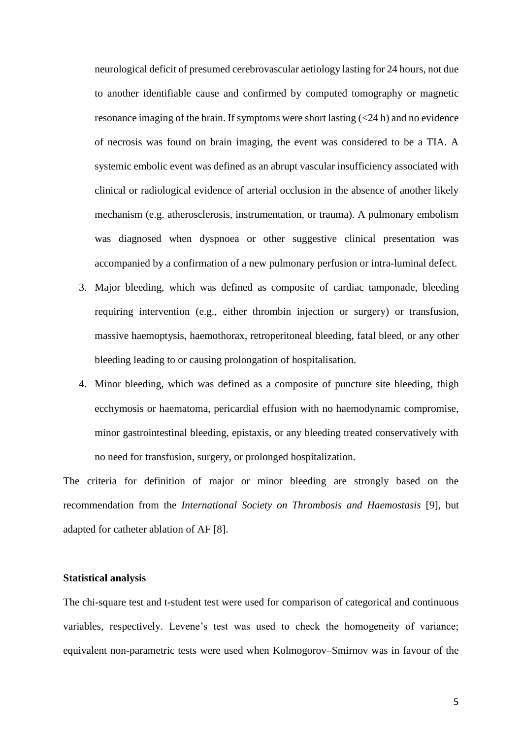neurological deficit of presumed cerebrovascular aetiology lasting for 24 hours, not due to another identifiable cause and confirmed by computed tomography or magnetic resonance imaging of the brain. If symptoms were short lasting (<24 h) and no evidence of necrosis was found on brain imaging, the event was considered to be a TIA. A systemic embolic event was defined as an abrupt vascular insufficiency associated with clinical or radiological evidence of arterial occlusion in the absence of another likely mechanism (e.g. atherosclerosis, instrumentation, or trauma). A pulmonary embolism was diagnosed when dyspnoea or other suggestive clinical presentation was accompanied by a confirmation of a new pulmonary perfusion or intra-luminal defect.

3. Major bleeding, which was defined as composite of cardiac tamponade, bleeding requiring intervention (e.g., either thrombin injection or surgery) or transfusion, massive haemoptysis, haemothorax, retroperitoneal bleeding, fatal bleed, or any other bleeding leading to or causing prolongation of hospitalisation.
4. Minor bleeding, which was defined as a composite of puncture site bleeding, thigh ecchymosis or haematoma, pericardial effusion with no haemodynamic compromise, minor gastrointestinal bleeding, epistaxis, or any bleeding treated conservatively with no need for transfusion, surgery, or prolonged hospitalization.

The criteria for definition of major or minor bleeding are strongly based on the recommendation from the *International Society on Thrombosis and Haemostasis* [9], but adapted for catheter ablation of AF [8].

### Statistical analysis

The chi-square test and t-student test were used for comparison of categorical and continuous variables, respectively. Levene's test was used to check the homogeneity of variance; equivalent non-parametric tests were used when Kolmogorov–Smirnov was in favour of the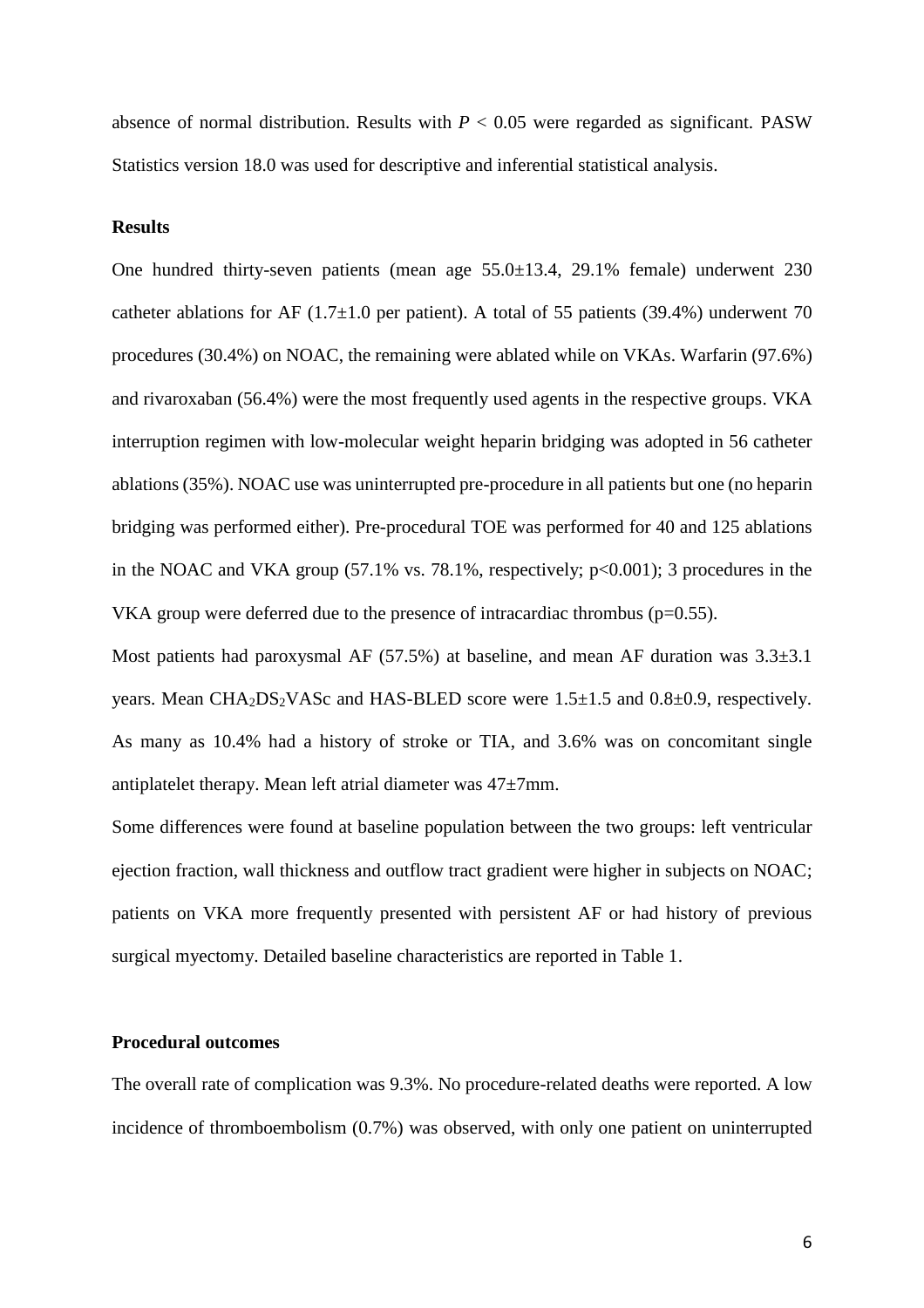absence of normal distribution. Results with $P < 0.05$ were regarded as significant. PASW Statistics version 18.0 was used for descriptive and inferential statistical analysis.

**Results**

One hundred thirty-seven patients (mean age 55.0±13.4, 29.1% female) underwent 230 catheter ablations for AF (1.7±1.0 per patient). A total of 55 patients (39.4%) underwent 70 procedures (30.4%) on NOAC, the remaining were ablated while on VKAs. Warfarin (97.6%) and rivaroxaban (56.4%) were the most frequently used agents in the respective groups. VKA interruption regimen with low-molecular weight heparin bridging was adopted in 56 catheter ablations (35%). NOAC use was uninterrupted pre-procedure in all patients but one (no heparin bridging was performed either). Pre-procedural TOE was performed for 40 and 125 ablations in the NOAC and VKA group (57.1% vs. 78.1%, respectively; $p<0.001$); 3 procedures in the VKA group were deferred due to the presence of intracardiac thrombus ($p=0.55$).

Most patients had paroxysmal AF (57.5%) at baseline, and mean AF duration was 3.3±3.1 years. Mean $CHA_2DS_2VASc$ and HAS-BLED score were 1.5±1.5 and 0.8±0.9, respectively. As many as 10.4% had a history of stroke or TIA, and 3.6% was on concomitant single antiplatelet therapy. Mean left atrial diameter was 47±7mm.

Some differences were found at baseline population between the two groups: left ventricular ejection fraction, wall thickness and outflow tract gradient were higher in subjects on NOAC; patients on VKA more frequently presented with persistent AF or had history of previous surgical myectomy. Detailed baseline characteristics are reported in Table 1.

**Procedural outcomes**

The overall rate of complication was 9.3%. No procedure-related deaths were reported. A low incidence of thromboembolism (0.7%) was observed, with only one patient on uninterrupted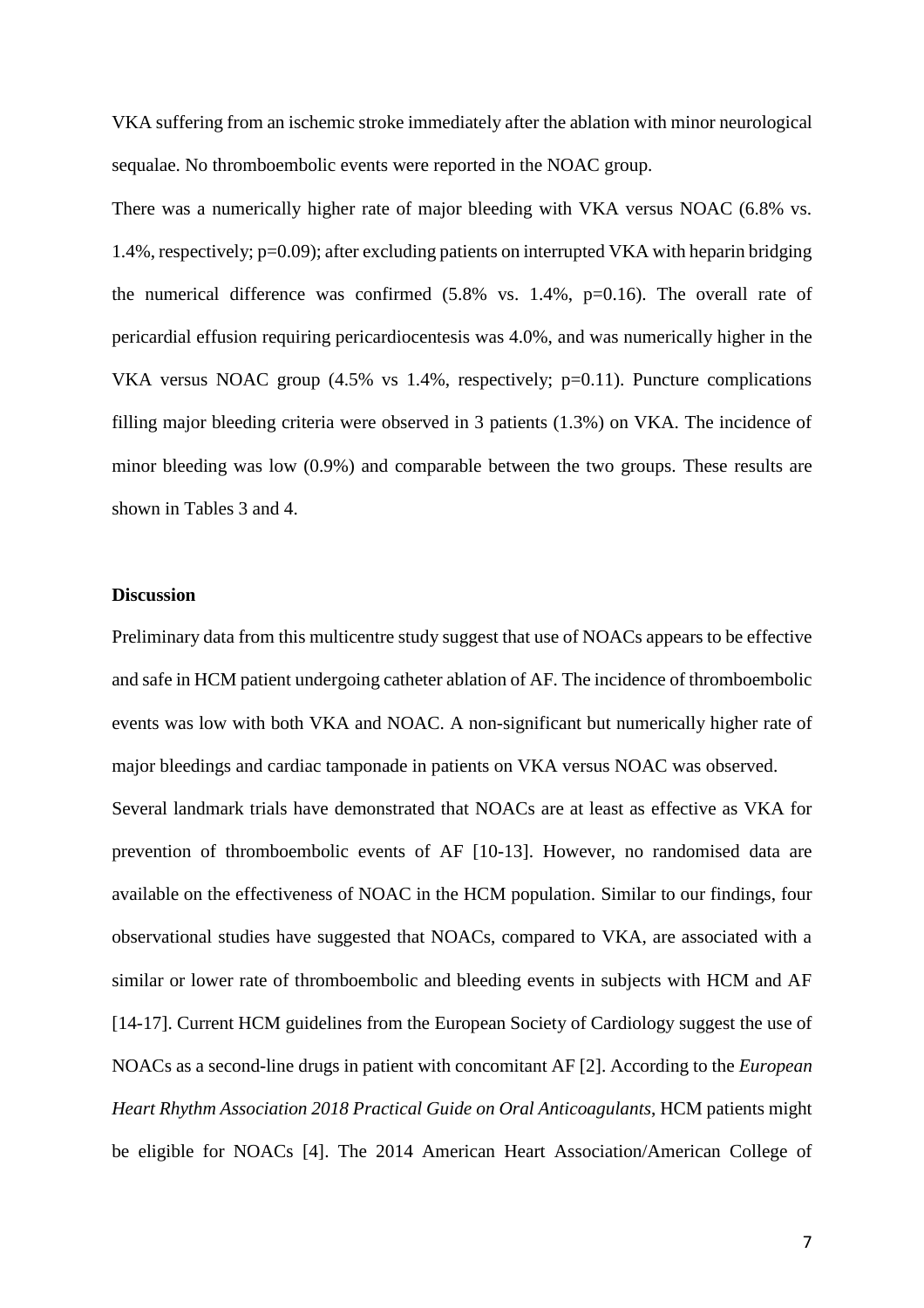VKA suffering from an ischemic stroke immediately after the ablation with minor neurological sequalae. No thromboembolic events were reported in the NOAC group.

There was a numerically higher rate of major bleeding with VKA versus NOAC (6.8% vs. 1.4%, respectively; p=0.09); after excluding patients on interrupted VKA with heparin bridging the numerical difference was confirmed (5.8% vs. 1.4%, p=0.16). The overall rate of pericardial effusion requiring pericardiocentesis was 4.0%, and was numerically higher in the VKA versus NOAC group (4.5% vs 1.4%, respectively; p=0.11). Puncture complications filling major bleeding criteria were observed in 3 patients (1.3%) on VKA. The incidence of minor bleeding was low (0.9%) and comparable between the two groups. These results are shown in Tables 3 and 4.

## Discussion

Preliminary data from this multicentre study suggest that use of NOACs appears to be effective and safe in HCM patient undergoing catheter ablation of AF. The incidence of thromboembolic events was low with both VKA and NOAC. A non-significant but numerically higher rate of major bleedings and cardiac tamponade in patients on VKA versus NOAC was observed.

Several landmark trials have demonstrated that NOACs are at least as effective as VKA for prevention of thromboembolic events of AF [10-13]. However, no randomised data are available on the effectiveness of NOAC in the HCM population. Similar to our findings, four observational studies have suggested that NOACs, compared to VKA, are associated with a similar or lower rate of thromboembolic and bleeding events in subjects with HCM and AF [14-17]. Current HCM guidelines from the European Society of Cardiology suggest the use of NOACs as a second-line drugs in patient with concomitant AF [2]. According to the *European Heart Rhythm Association 2018 Practical Guide on Oral Anticoagulants*, HCM patients might be eligible for NOACs [4]. The 2014 American Heart Association/American College of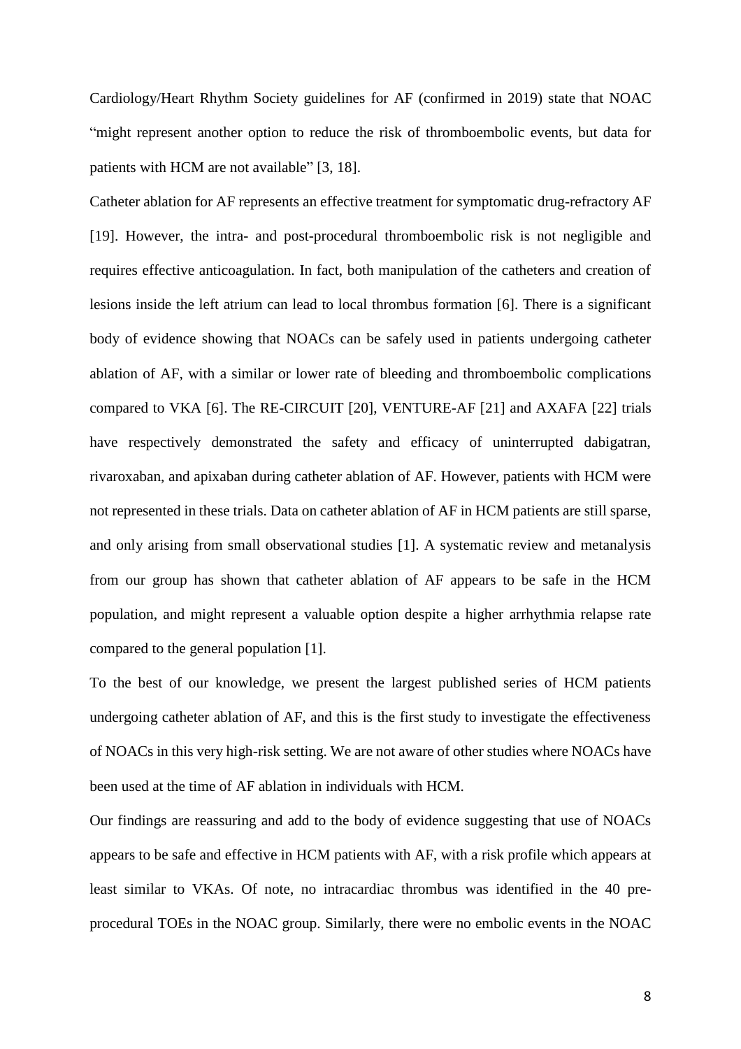Cardiology/Heart Rhythm Society guidelines for AF (confirmed in 2019) state that NOAC "might represent another option to reduce the risk of thromboembolic events, but data for patients with HCM are not available" [3, 18].

Catheter ablation for AF represents an effective treatment for symptomatic drug-refractory AF [19]. However, the intra- and post-procedural thromboembolic risk is not negligible and requires effective anticoagulation. In fact, both manipulation of the catheters and creation of lesions inside the left atrium can lead to local thrombus formation [6]. There is a significant body of evidence showing that NOACs can be safely used in patients undergoing catheter ablation of AF, with a similar or lower rate of bleeding and thromboembolic complications compared to VKA [6]. The RE-CIRCUIT [20], VENTURE-AF [21] and AXAFA [22] trials have respectively demonstrated the safety and efficacy of uninterrupted dabigatran, rivaroxaban, and apixaban during catheter ablation of AF. However, patients with HCM were not represented in these trials. Data on catheter ablation of AF in HCM patients are still sparse, and only arising from small observational studies [1]. A systematic review and metanalysis from our group has shown that catheter ablation of AF appears to be safe in the HCM population, and might represent a valuable option despite a higher arrhythmia relapse rate compared to the general population [1].

To the best of our knowledge, we present the largest published series of HCM patients undergoing catheter ablation of AF, and this is the first study to investigate the effectiveness of NOACs in this very high-risk setting. We are not aware of other studies where NOACs have been used at the time of AF ablation in individuals with HCM.

Our findings are reassuring and add to the body of evidence suggesting that use of NOACs appears to be safe and effective in HCM patients with AF, with a risk profile which appears at least similar to VKAs. Of note, no intracardiac thrombus was identified in the 40 pre-procedural TOEs in the NOAC group. Similarly, there were no embolic events in the NOAC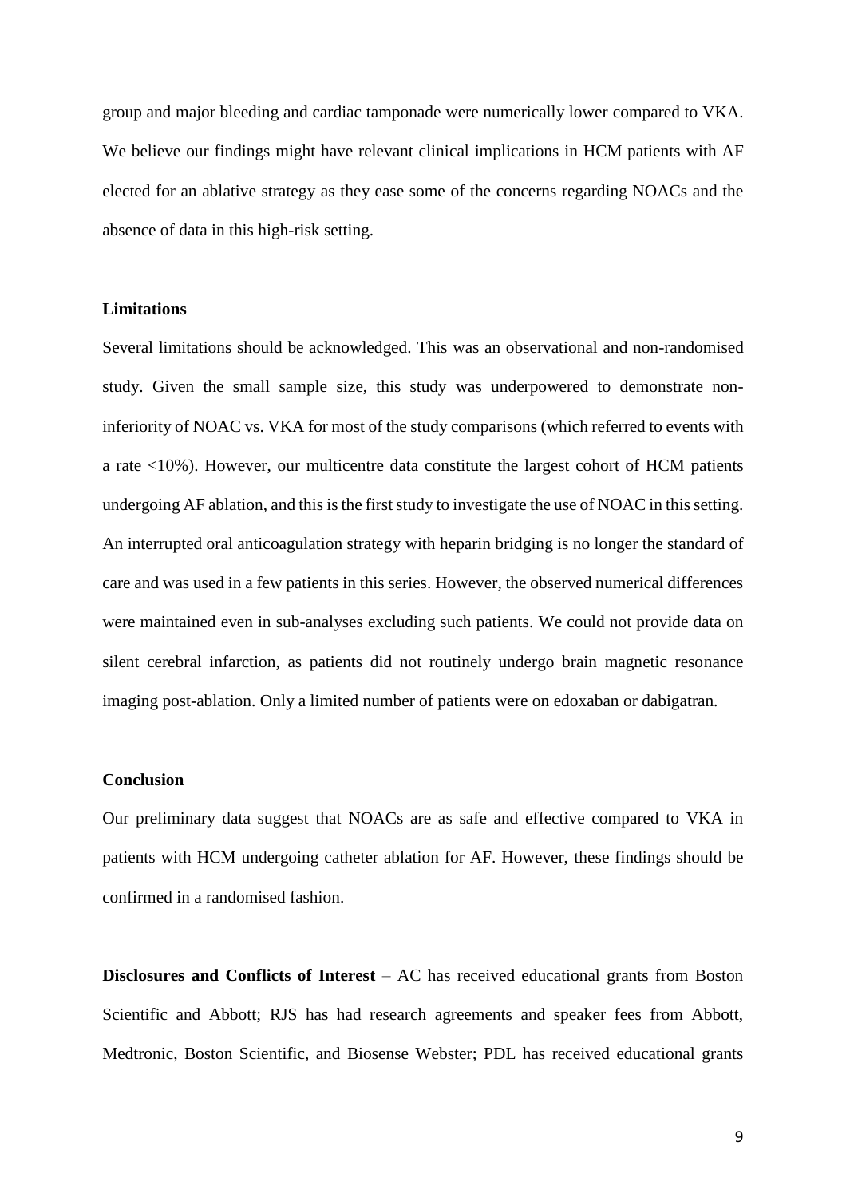group and major bleeding and cardiac tamponade were numerically lower compared to VKA. We believe our findings might have relevant clinical implications in HCM patients with AF elected for an ablative strategy as they ease some of the concerns regarding NOACs and the absence of data in this high-risk setting.

### Limitations

Several limitations should be acknowledged. This was an observational and non-randomised study. Given the small sample size, this study was underpowered to demonstrate non-inferiority of NOAC vs. VKA for most of the study comparisons (which referred to events with a rate <10%). However, our multicentre data constitute the largest cohort of HCM patients undergoing AF ablation, and this is the first study to investigate the use of NOAC in this setting. An interrupted oral anticoagulation strategy with heparin bridging is no longer the standard of care and was used in a few patients in this series. However, the observed numerical differences were maintained even in sub-analyses excluding such patients. We could not provide data on silent cerebral infarction, as patients did not routinely undergo brain magnetic resonance imaging post-ablation. Only a limited number of patients were on edoxaban or dabigatran.

### Conclusion

Our preliminary data suggest that NOACs are as safe and effective compared to VKA in patients with HCM undergoing catheter ablation for AF. However, these findings should be confirmed in a randomised fashion.

**Disclosures and Conflicts of Interest** – AC has received educational grants from Boston Scientific and Abbott; RJS has had research agreements and speaker fees from Abbott, Medtronic, Boston Scientific, and Biosense Webster; PDL has received educational grants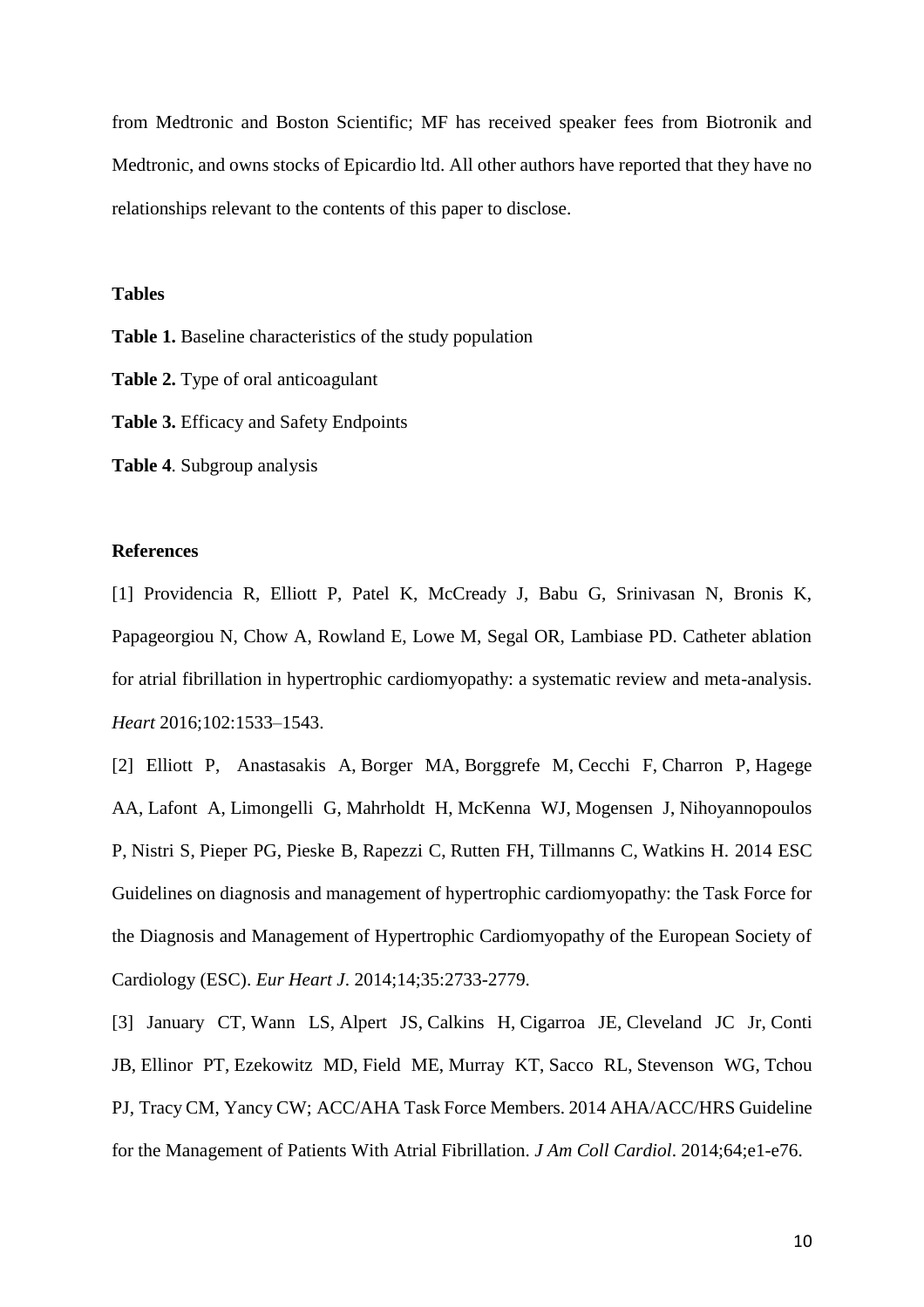from Medtronic and Boston Scientific; MF has received speaker fees from Biotronik and Medtronic, and owns stocks of Epicardio ltd. All other authors have reported that they have no relationships relevant to the contents of this paper to disclose.

## Tables

**Table 1.** Baseline characteristics of the study population

**Table 2.** Type of oral anticoagulant

**Table 3.** Efficacy and Safety Endpoints

**Table 4**. Subgroup analysis

## References

[1] Providencia R, Elliott P, Patel K, McCready J, Babu G, Srinivasan N, Bronis K, Papageorgiou N, Chow A, Rowland E, Lowe M, Segal OR, Lambiase PD. Catheter ablation for atrial fibrillation in hypertrophic cardiomyopathy: a systematic review and meta-analysis. *Heart* 2016;102:1533–1543.

[2] Elliott P, Anastasakis A, Borger MA, Borggrefe M, Cecchi F, Charron P, Hagege AA, Lafont A, Limongelli G, Mahrholdt H, McKenna WJ, Mogensen J, Nihoyannopoulos P, Nistri S, Pieper PG, Pieske B, Rapezzi C, Rutten FH, Tillmanns C, Watkins H. 2014 ESC Guidelines on diagnosis and management of hypertrophic cardiomyopathy: the Task Force for the Diagnosis and Management of Hypertrophic Cardiomyopathy of the European Society of Cardiology (ESC). *Eur Heart J*. 2014;14;35:2733-2779.

[3] January CT, Wann LS, Alpert JS, Calkins H, Cigarroa JE, Cleveland JC Jr, Conti JB, Ellinor PT, Ezekowitz MD, Field ME, Murray KT, Sacco RL, Stevenson WG, Tchou PJ, Tracy CM, Yancy CW; ACC/AHA Task Force Members. 2014 AHA/ACC/HRS Guideline for the Management of Patients With Atrial Fibrillation. *J Am Coll Cardiol*. 2014;64;e1-e76.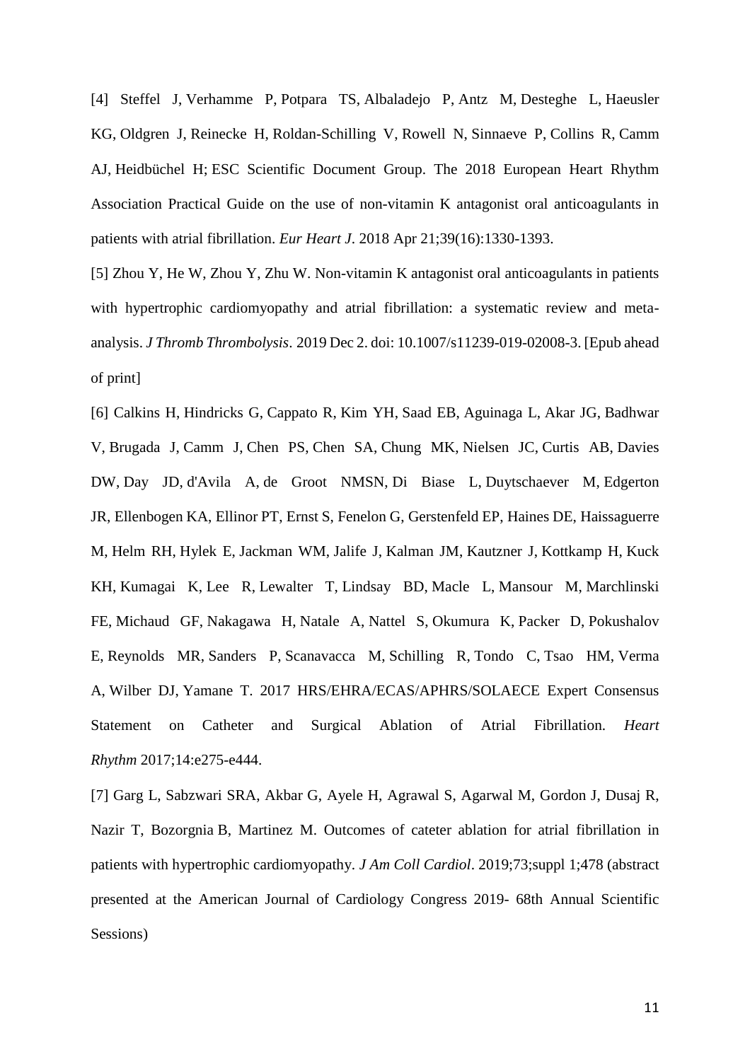[4] Steffel J, Verhamme P, Potpara TS, Albaladejo P, Antz M, Desteghe L, Haeusler KG, Oldgren J, Reinecke H, Roldan-Schilling V, Rowell N, Sinnaeve P, Collins R, Camm AJ, Heidbüchel H; ESC Scientific Document Group. The 2018 European Heart Rhythm Association Practical Guide on the use of non-vitamin K antagonist oral anticoagulants in patients with atrial fibrillation. *Eur Heart J*. 2018 Apr 21;39(16):1330-1393.

[5] Zhou Y, He W, Zhou Y, Zhu W. Non-vitamin K antagonist oral anticoagulants in patients with hypertrophic cardiomyopathy and atrial fibrillation: a systematic review and meta-analysis. *J Thromb Thrombolysis*. 2019 Dec 2. doi: 10.1007/s11239-019-02008-3. [Epub ahead of print]

[6] Calkins H, Hindricks G, Cappato R, Kim YH, Saad EB, Aguinaga L, Akar JG, Badhwar V, Brugada J, Camm J, Chen PS, Chen SA, Chung MK, Nielsen JC, Curtis AB, Davies DW, Day JD, d'Avila A, de Groot NMSN, Di Biase L, Duytschaever M, Edgerton JR, Ellenbogen KA, Ellinor PT, Ernst S, Fenelon G, Gerstenfeld EP, Haines DE, Haissaguerre M, Helm RH, Hylek E, Jackman WM, Jalife J, Kalman JM, Kautzner J, Kottkamp H, Kuck KH, Kumagai K, Lee R, Lewalter T, Lindsay BD, Macle L, Mansour M, Marchlinski FE, Michaud GF, Nakagawa H, Natale A, Nattel S, Okumura K, Packer D, Pokushalov E, Reynolds MR, Sanders P, Scanavacca M, Schilling R, Tondo C, Tsao HM, Verma A, Wilber DJ, Yamane T. 2017 HRS/EHRA/ECAS/APHRS/SOLAECE Expert Consensus Statement on Catheter and Surgical Ablation of Atrial Fibrillation. *Heart Rhythm* 2017;14:e275-e444.

[7] Garg L, Sabzwari SRA, Akbar G, Ayele H, Agrawal S, Agarwal M, Gordon J, Dusaj R, Nazir T, Bozorgnia B, Martinez M. Outcomes of cateter ablation for atrial fibrillation in patients with hypertrophic cardiomyopathy. *J Am Coll Cardiol*. 2019;73;suppl 1;478 (abstract presented at the American Journal of Cardiology Congress 2019- 68th Annual Scientific Sessions)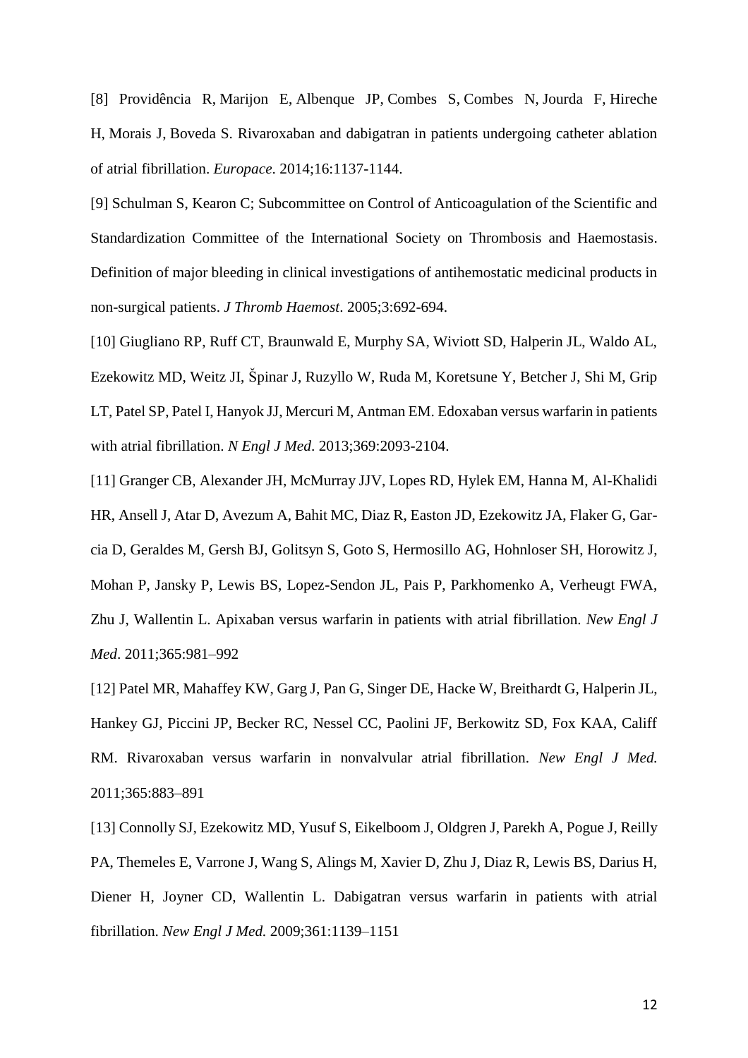[8] Providência R, Marijon E, Albenque JP, Combes S, Combes N, Jourda F, Hireche H, Morais J, Boveda S. Rivaroxaban and dabigatran in patients undergoing catheter ablation of atrial fibrillation. *Europace*. 2014;16:1137-1144.

[9] Schulman S, Kearon C; Subcommittee on Control of Anticoagulation of the Scientific and Standardization Committee of the International Society on Thrombosis and Haemostasis. Definition of major bleeding in clinical investigations of antihemostatic medicinal products in non-surgical patients. *J Thromb Haemost*. 2005;3:692-694.

[10] Giugliano RP, Ruff CT, Braunwald E, Murphy SA, Wiviott SD, Halperin JL, Waldo AL, Ezekowitz MD, Weitz JI, Špinar J, Ruzyllo W, Ruda M, Koretsune Y, Betcher J, Shi M, Grip LT, Patel SP, Patel I, Hanyok JJ, Mercuri M, Antman EM. Edoxaban versus warfarin in patients with atrial fibrillation. *N Engl J Med*. 2013;369:2093-2104.

[11] Granger CB, Alexander JH, McMurray JJV, Lopes RD, Hylek EM, Hanna M, Al-Khalidi HR, Ansell J, Atar D, Avezum A, Bahit MC, Diaz R, Easton JD, Ezekowitz JA, Flaker G, Garcia D, Geraldes M, Gersh BJ, Golitsyn S, Goto S, Hermosillo AG, Hohnloser SH, Horowitz J, Mohan P, Jansky P, Lewis BS, Lopez-Sendon JL, Pais P, Parkhomenko A, Verheugt FWA, Zhu J, Wallentin L. Apixaban versus warfarin in patients with atrial fibrillation. *New Engl J Med*. 2011;365:981–992

[12] Patel MR, Mahaffey KW, Garg J, Pan G, Singer DE, Hacke W, Breithardt G, Halperin JL, Hankey GJ, Piccini JP, Becker RC, Nessel CC, Paolini JF, Berkowitz SD, Fox KAA, Califf RM. Rivaroxaban versus warfarin in nonvalvular atrial fibrillation. *New Engl J Med.* 2011;365:883–891

[13] Connolly SJ, Ezekowitz MD, Yusuf S, Eikelboom J, Oldgren J, Parekh A, Pogue J, Reilly PA, Themeles E, Varrone J, Wang S, Alings M, Xavier D, Zhu J, Diaz R, Lewis BS, Darius H, Diener H, Joyner CD, Wallentin L. Dabigatran versus warfarin in patients with atrial fibrillation. *New Engl J Med.* 2009;361:1139–1151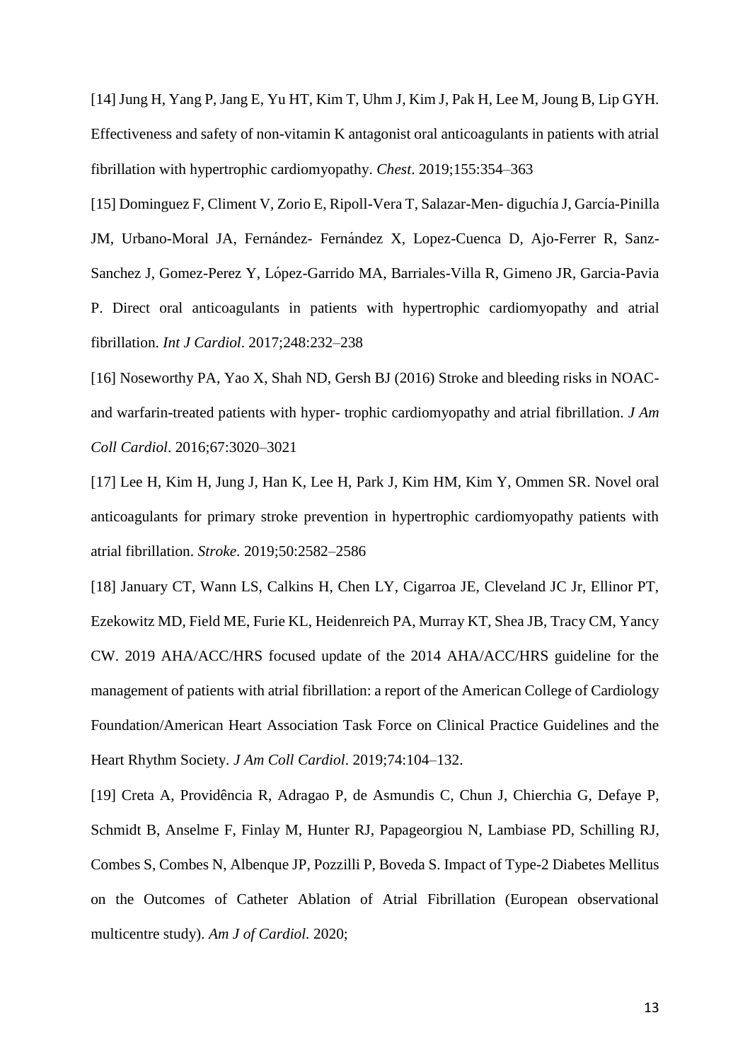[14] Jung H, Yang P, Jang E, Yu HT, Kim T, Uhm J, Kim J, Pak H, Lee M, Joung B, Lip GYH. Effectiveness and safety of non-vitamin K antagonist oral anticoagulants in patients with atrial fibrillation with hypertrophic cardiomyopathy. *Chest*. 2019;155:354–363

[15] Dominguez F, Climent V, Zorio E, Ripoll-Vera T, Salazar-Men- diguchía J, García-Pinilla JM, Urbano-Moral JA, Fernández- Fernández X, Lopez-Cuenca D, Ajo-Ferrer R, Sanz-Sanchez J, Gomez-Perez Y, López-Garrido MA, Barriales-Villa R, Gimeno JR, Garcia-Pavia P. Direct oral anticoagulants in patients with hypertrophic cardiomyopathy and atrial fibrillation. *Int J Cardiol*. 2017;248:232–238

[16] Noseworthy PA, Yao X, Shah ND, Gersh BJ (2016) Stroke and bleeding risks in NOAC- and warfarin-treated patients with hyper- trophic cardiomyopathy and atrial fibrillation. *J Am Coll Cardiol*. 2016;67:3020–3021

[17] Lee H, Kim H, Jung J, Han K, Lee H, Park J, Kim HM, Kim Y, Ommen SR. Novel oral anticoagulants for primary stroke prevention in hypertrophic cardiomyopathy patients with atrial fibrillation. *Stroke*. 2019;50:2582–2586

[18] January CT, Wann LS, Calkins H, Chen LY, Cigarroa JE, Cleveland JC Jr, Ellinor PT, Ezekowitz MD, Field ME, Furie KL, Heidenreich PA, Murray KT, Shea JB, Tracy CM, Yancy CW. 2019 AHA/ACC/HRS focused update of the 2014 AHA/ACC/HRS guideline for the management of patients with atrial fibrillation: a report of the American College of Cardiology Foundation/American Heart Association Task Force on Clinical Practice Guidelines and the Heart Rhythm Society. *J Am Coll Cardiol*. 2019;74:104–132.

[19] Creta A, Providência R, Adragao P, de Asmundis C, Chun J, Chierchia G, Defaye P, Schmidt B, Anselme F, Finlay M, Hunter RJ, Papageorgiou N, Lambiase PD, Schilling RJ, Combes S, Combes N, Albenque JP, Pozzilli P, Boveda S. Impact of Type-2 Diabetes Mellitus on the Outcomes of Catheter Ablation of Atrial Fibrillation (European observational multicentre study). *Am J of Cardiol*. 2020;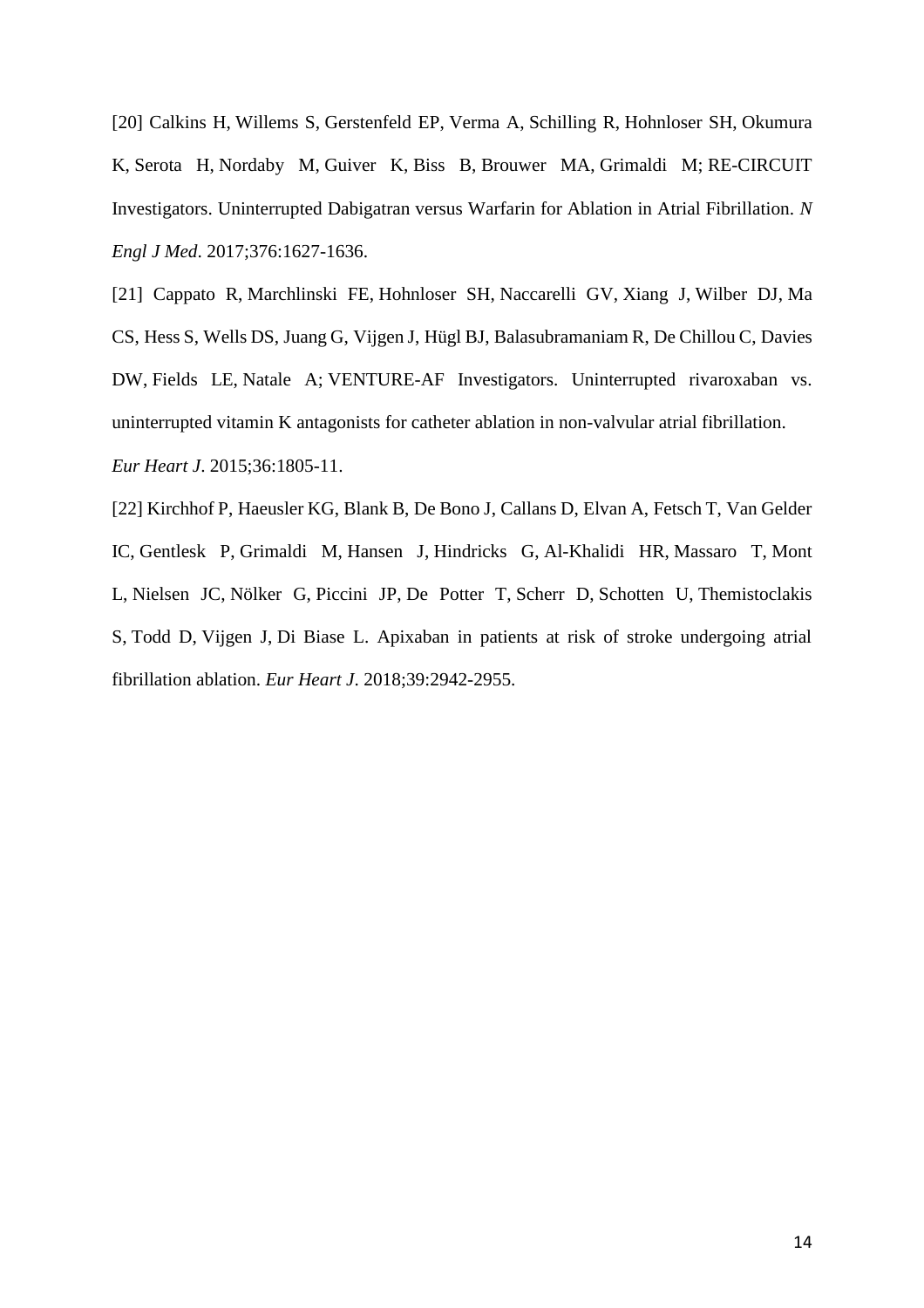[20] Calkins H, Willems S, Gerstenfeld EP, Verma A, Schilling R, Hohnloser SH, Okumura K, Serota H, Nordaby M, Guiver K, Biss B, Brouwer MA, Grimaldi M; RE-CIRCUIT Investigators. Uninterrupted Dabigatran versus Warfarin for Ablation in Atrial Fibrillation. *N Engl J Med*. 2017;376:1627-1636.

[21] Cappato R, Marchlinski FE, Hohnloser SH, Naccarelli GV, Xiang J, Wilber DJ, Ma CS, Hess S, Wells DS, Juang G, Vijgen J, Hügl BJ, Balasubramaniam R, De Chillou C, Davies DW, Fields LE, Natale A; VENTURE-AF Investigators. Uninterrupted rivaroxaban vs. uninterrupted vitamin K antagonists for catheter ablation in non-valvular atrial fibrillation. *Eur Heart J*. 2015;36:1805-11.

[22] Kirchhof P, Haeusler KG, Blank B, De Bono J, Callans D, Elvan A, Fetsch T, Van Gelder IC, Gentlesk P, Grimaldi M, Hansen J, Hindricks G, Al-Khalidi HR, Massaro T, Mont L, Nielsen JC, Nölker G, Piccini JP, De Potter T, Scherr D, Schotten U, Themistoclakis S, Todd D, Vijgen J, Di Biase L. Apixaban in patients at risk of stroke undergoing atrial fibrillation ablation. *Eur Heart J*. 2018;39:2942-2955.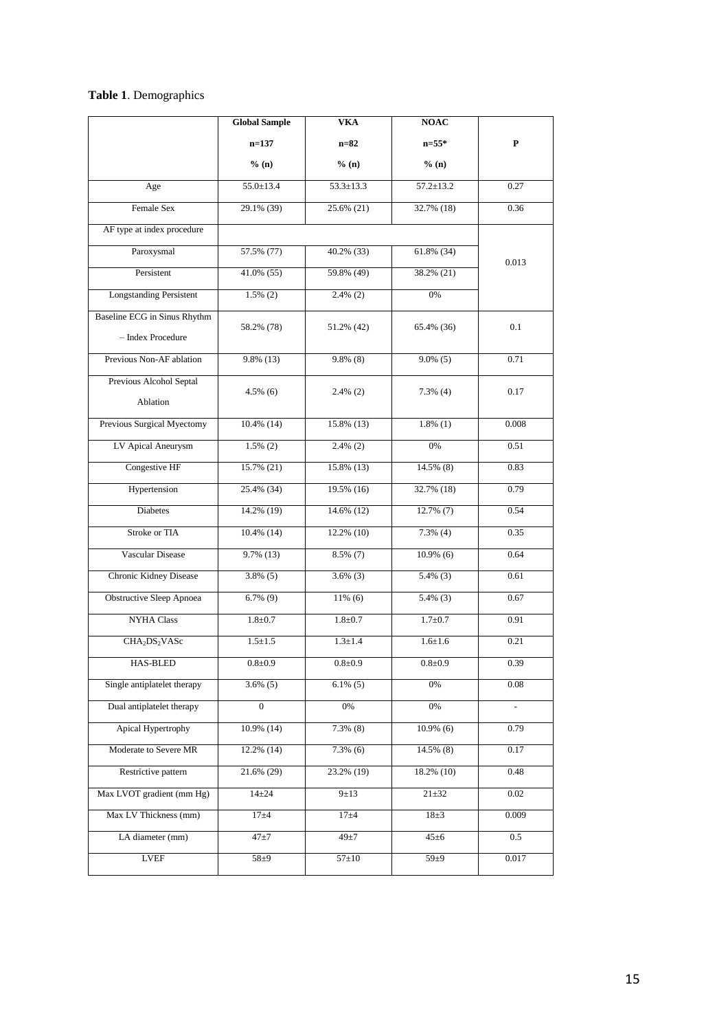**Table 1**. Demographics

| | Global Sample n=137 % (n) | VKA n=82 % (n) | NOAC n=55* % (n) | P |
|---|---|---|---|---|
| Age | 55.0±13.4 | 53.3±13.3 | 57.2±13.2 | 0.27 |
| Female Sex | 29.1% (39) | 25.6% (21) | 32.7% (18) | 0.36 |
| AF type at index procedure | | | | 0.013 |
| Paroxysmal | 57.5% (77) | 40.2% (33) | 61.8% (34) | |
| Persistent | 41.0% (55) | 59.8% (49) | 38.2% (21) | |
| Longstanding Persistent | 1.5% (2) | 2.4% (2) | 0% | |
| Baseline ECG in Sinus Rhythm – Index Procedure | 58.2% (78) | 51.2% (42) | 65.4% (36) | 0.1 |
| Previous Non-AF ablation | 9.8% (13) | 9.8% (8) | 9.0% (5) | 0.71 |
| Previous Alcohol Septal Ablation | 4.5% (6) | 2.4% (2) | 7.3% (4) | 0.17 |
| Previous Surgical Myectomy | 10.4% (14) | 15.8% (13) | 1.8% (1) | 0.008 |
| LV Apical Aneurysm | 1.5% (2) | 2.4% (2) | 0% | 0.51 |
| Congestive HF | 15.7% (21) | 15.8% (13) | 14.5% (8) | 0.83 |
| Hypertension | 25.4% (34) | 19.5% (16) | 32.7% (18) | 0.79 |
| Diabetes | 14.2% (19) | 14.6% (12) | 12.7% (7) | 0.54 |
| Stroke or TIA | 10.4% (14) | 12.2% (10) | 7.3% (4) | 0.35 |
| Vascular Disease | 9.7% (13) | 8.5% (7) | 10.9% (6) | 0.64 |
| Chronic Kidney Disease | 3.8% (5) | 3.6% (3) | 5.4% (3) | 0.61 |
| Obstructive Sleep Apnoea | 6.7% (9) | 11% (6) | 5.4% (3) | 0.67 |
| NYHA Class | 1.8±0.7 | 1.8±0.7 | 1.7±0.7 | 0.91 |
| $CHA_2DS_2VASc$ | 1.5±1.5 | 1.3±1.4 | 1.6±1.6 | 0.21 |
| HAS-BLED | 0.8±0.9 | 0.8±0.9 | 0.8±0.9 | 0.39 |
| Single antiplatelet therapy | 3.6% (5) | 6.1% (5) | 0% | 0.08 |
| Dual antiplatelet therapy | 0 | 0% | 0% | - |
| Apical Hypertrophy | 10.9% (14) | 7.3% (8) | 10.9% (6) | 0.79 |
| Moderate to Severe MR | 12.2% (14) | 7.3% (6) | 14.5% (8) | 0.17 |
| Restrictive pattern | 21.6% (29) | 23.2% (19) | 18.2% (10) | 0.48 |
| Max LVOT gradient (mm Hg) | 14±24 | 9±13 | 21±32 | 0.02 |
| Max LV Thickness (mm) | 17±4 | 17±4 | 18±3 | 0.009 |
| LA diameter (mm) | 47±7 | 49±7 | 45±6 | 0.5 |
| LVEF | 58±9 | 57±10 | 59±9 | 0.017 |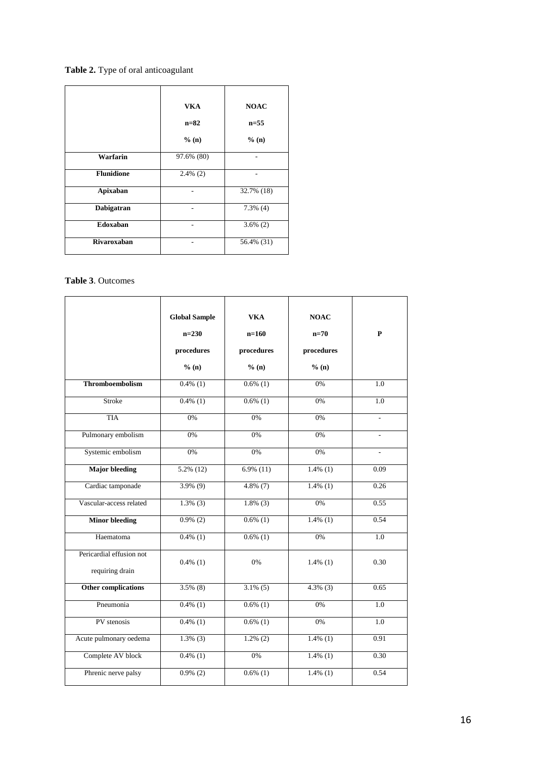**Table 2.** Type of oral anticoagulant

| | VKA n=82 % (n) | NOAC n=55 % (n) |
|---|---|---|
| **Warfarin** | 97.6% (80) | - |
| **Flunidione** | 2.4% (2) | - |
| **Apixaban** | - | 32.7% (18) |
| **Dabigatran** | - | 7.3% (4) |
| **Edoxaban** | - | 3.6% (2) |
| **Rivaroxaban** | - | 56.4% (31) |

**Table 3**. Outcomes

| | Global Sample n=230 procedures % (n) | VKA n=160 procedures % (n) | NOAC n=70 procedures % (n) | P |
|---|---|---|---|---|
| **Thromboembolism** | 0.4% (1) | 0.6% (1) | 0% | 1.0 |
| Stroke | 0.4% (1) | 0.6% (1) | 0% | 1.0 |
| TIA | 0% | 0% | 0% | - |
| Pulmonary embolism | 0% | 0% | 0% | - |
| Systemic embolism | 0% | 0% | 0% | - |
| **Major bleeding** | 5.2% (12) | 6.9% (11) | 1.4% (1) | 0.09 |
| Cardiac tamponade | 3.9% (9) | 4.8% (7) | 1.4% (1) | 0.26 |
| Vascular-access related | 1.3% (3) | 1.8% (3) | 0% | 0.55 |
| **Minor bleeding** | 0.9% (2) | 0.6% (1) | 1.4% (1) | 0.54 |
| Haematoma | 0.4% (1) | 0.6% (1) | 0% | 1.0 |
| Pericardial effusion not requiring drain | 0.4% (1) | 0% | 1.4% (1) | 0.30 |
| **Other complications** | 3.5% (8) | 3.1% (5) | 4.3% (3) | 0.65 |
| Pneumonia | 0.4% (1) | 0.6% (1) | 0% | 1.0 |
| PV stenosis | 0.4% (1) | 0.6% (1) | 0% | 1.0 |
| Acute pulmonary oedema | 1.3% (3) | 1.2% (2) | 1.4% (1) | 0.91 |
| Complete AV block | 0.4% (1) | 0% | 1.4% (1) | 0.30 |
| Phrenic nerve palsy | 0.9% (2) | 0.6% (1) | 1.4% (1) | 0.54 |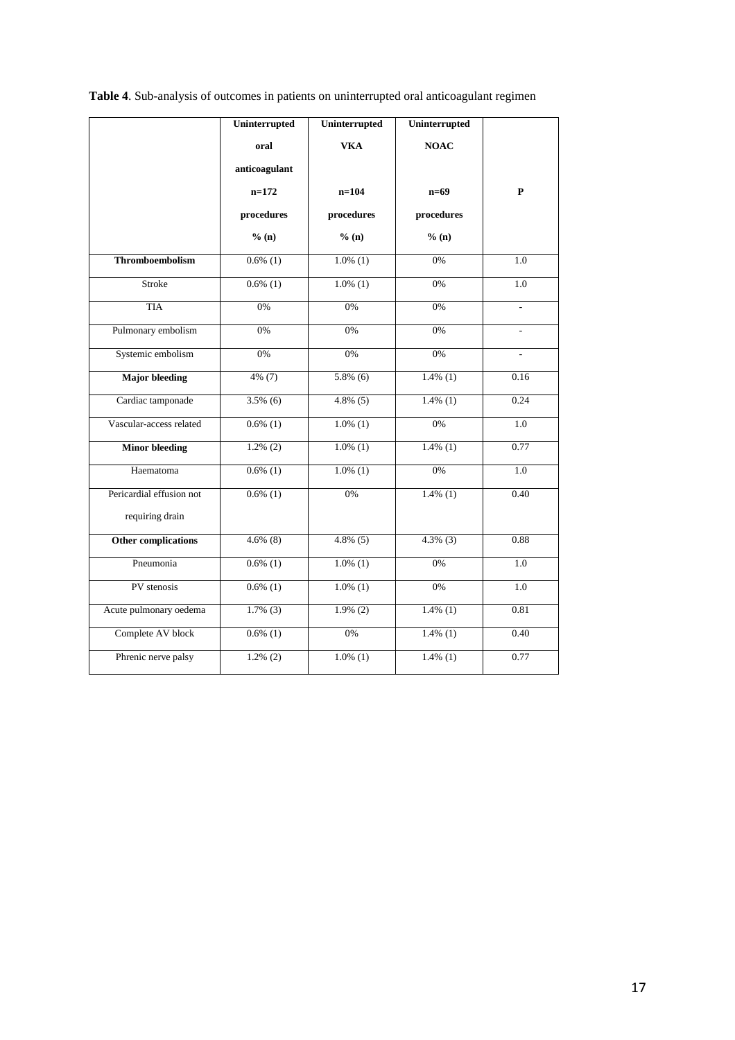**Table 4**. Sub-analysis of outcomes in patients on uninterrupted oral anticoagulant regimen

| | Uninterrupted oral anticoagulant n=172 procedures % (n) | Uninterrupted VKA n=104 procedures % (n) | Uninterrupted NOAC n=69 procedures % (n) | P |
|---|---|---|---|---|
| **Thromboembolism** | 0.6% (1) | 1.0% (1) | 0% | 1.0 |
| Stroke | 0.6% (1) | 1.0% (1) | 0% | 1.0 |
| TIA | 0% | 0% | 0% | - |
| Pulmonary embolism | 0% | 0% | 0% | - |
| Systemic embolism | 0% | 0% | 0% | - |
| **Major bleeding** | 4% (7) | 5.8% (6) | 1.4% (1) | 0.16 |
| Cardiac tamponade | 3.5% (6) | 4.8% (5) | 1.4% (1) | 0.24 |
| Vascular-access related | 0.6% (1) | 1.0% (1) | 0% | 1.0 |
| **Minor bleeding** | 1.2% (2) | 1.0% (1) | 1.4% (1) | 0.77 |
| Haematoma | 0.6% (1) | 1.0% (1) | 0% | 1.0 |
| Pericardial effusion not requiring drain | 0.6% (1) | 0% | 1.4% (1) | 0.40 |
| **Other complications** | 4.6% (8) | 4.8% (5) | 4.3% (3) | 0.88 |
| Pneumonia | 0.6% (1) | 1.0% (1) | 0% | 1.0 |
| PV stenosis | 0.6% (1) | 1.0% (1) | 0% | 1.0 |
| Acute pulmonary oedema | 1.7% (3) | 1.9% (2) | 1.4% (1) | 0.81 |
| Complete AV block | 0.6% (1) | 0% | 1.4% (1) | 0.40 |
| Phrenic nerve palsy | 1.2% (2) | 1.0% (1) | 1.4% (1) | 0.77 |